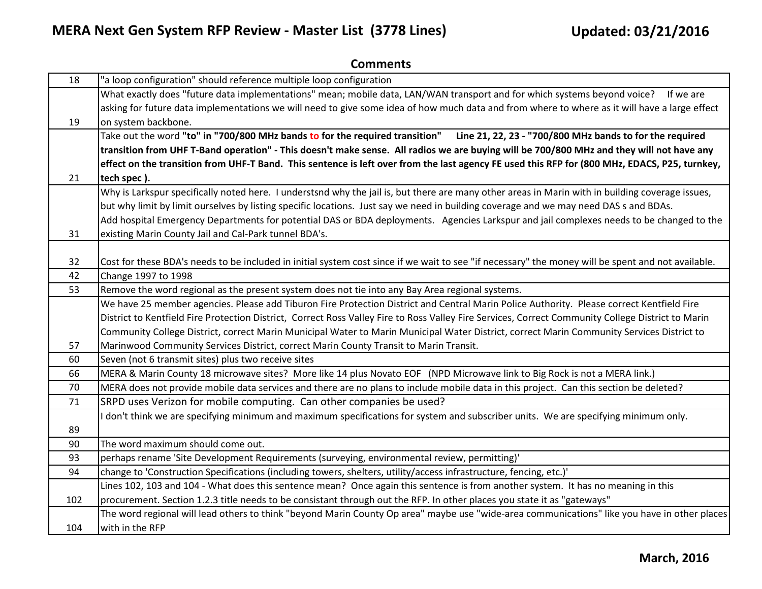# MERA Next Gen System RFP Review - Master List (3778 Lines)

**Updated: 03/21/2016**

## Comments

| | |
|---|---|
| 18 | "a loop configuration" should reference multiple loop configuration |
| 19 | What exactly does "future data implementations" mean; mobile data, LAN/WAN transport and for which systems beyond voice? If we are asking for future data implementations we will need to give some idea of how much data and from where to where as it will have a large effect on system backbone. |
| 21 | Take out the word **"to" in "700/800 MHz bands to for the required transition"** **Line 21, 22, 23 - "700/800 MHz bands to for the required transition from UHF T-Band operation" - This doesn't make sense. All radios we are buying will be 700/800 MHz and they will not have any effect on the transition from UHF-T Band. This sentence is left over from the last agency FE used this RFP for (800 MHz, EDACS, P25, turnkey, tech spec ).** |
| 31 | Why is Larkspur specifically noted here. I understsnd why the jail is, but there are many other areas in Marin with in building coverage issues, but why limit by limit ourselves by listing specific locations. Just say we need in building coverage and we may need DAS s and BDAs. Add hospital Emergency Departments for potential DAS or BDA deployments. Agencies Larkspur and jail complexes needs to be changed to the existing Marin County Jail and Cal-Park tunnel BDA's. |
| 32 | Cost for these BDA's needs to be included in initial system cost since if we wait to see "if necessary" the money will be spent and not available. |
| 42 | Change 1997 to 1998 |
| 53 | Remove the word regional as the present system does not tie into any Bay Area regional systems. |
| 57 | We have 25 member agencies. Please add Tiburon Fire Protection District and Central Marin Police Authority. Please correct Kentfield Fire District to Kentfield Fire Protection District, Correct Ross Valley Fire to Ross Valley Fire Services, Correct Community College District to Marin Community College District, correct Marin Municipal Water to Marin Municipal Water District, correct Marin Community Services District to Marinwood Community Services District, correct Marin County Transit to Marin Transit. |
| 60 | Seven (not 6 transmit sites) plus two receive sites |
| 66 | MERA & Marin County 18 microwave sites? More like 14 plus Novato EOF (NPD Microwave link to Big Rock is not a MERA link.) |
| 70 | MERA does not provide mobile data services and there are no plans to include mobile data in this project. Can this section be deleted? |
| 71 | SRPD uses Verizon for mobile computing. Can other companies be used? |
| 89 | I don't think we are specifying minimum and maximum specifications for system and subscriber units. We are specifying minimum only. |
| 90 | The word maximum should come out. |
| 93 | perhaps rename 'Site Development Requirements (surveying, environmental review, permitting)' |
| 94 | change to 'Construction Specifications (including towers, shelters, utility/access infrastructure, fencing, etc.)' |
| 102 | Lines 102, 103 and 104 - What does this sentence mean? Once again this sentence is from another system. It has no meaning in this procurement. Section 1.2.3 title needs to be consistant through out the RFP. In other places you state it as "gateways" |
| 104 | The word regional will lead others to think "beyond Marin County Op area" maybe use "wide-area communications" like you have in other places with in the RFP |

March, 2016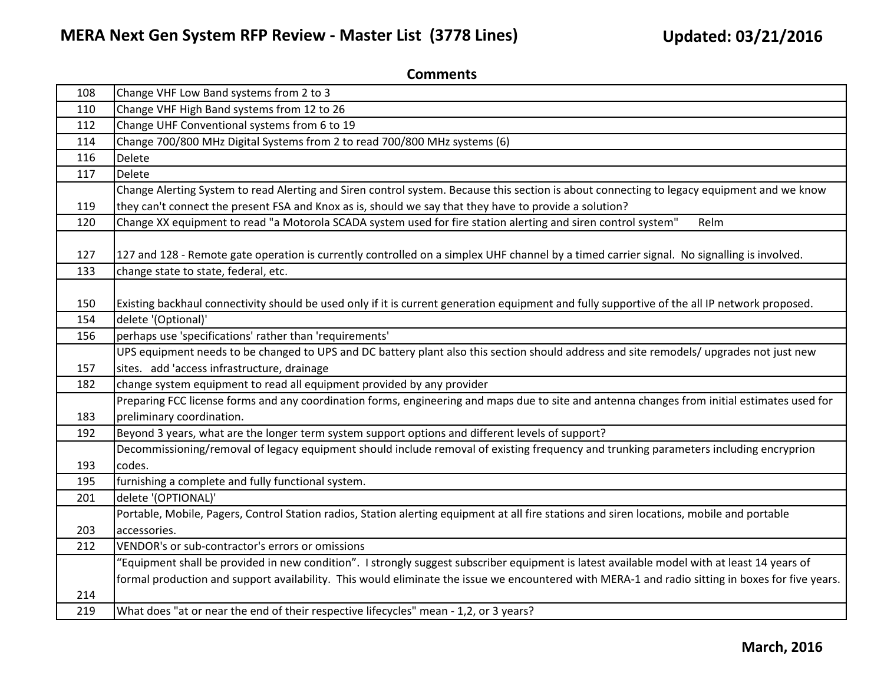# MERA Next Gen System RFP Review - Master List (3778 Lines)

**Updated: 03/21/2016**

**Comments**

| Line | Comment |
|---|---|
| 108 | Change VHF Low Band systems from 2 to 3 |
| 110 | Change VHF High Band systems from 12 to 26 |
| 112 | Change UHF Conventional systems from 6 to 19 |
| 114 | Change 700/800 MHz Digital Systems from 2 to read 700/800 MHz systems (6) |
| 116 | Delete |
| 117 | Delete |
| 119 | Change Alerting System to read Alerting and Siren control system. Because this section is about connecting to legacy equipment and we know they can't connect the present FSA and Knox as is, should we say that they have to provide a solution? |
| 120 | Change XX equipment to read "a Motorola SCADA system used for fire station alerting and siren control system" Relm |
| 127 | 127 and 128 - Remote gate operation is currently controlled on a simplex UHF channel by a timed carrier signal. No signalling is involved. |
| 133 | change state to state, federal, etc. |
| 150 | Existing backhaul connectivity should be used only if it is current generation equipment and fully supportive of the all IP network proposed. |
| 154 | delete '(Optional)' |
| 156 | perhaps use 'specifications' rather than 'requirements' |
| 157 | UPS equipment needs to be changed to UPS and DC battery plant also this section should address and site remodels/ upgrades not just new sites. add 'access infrastructure, drainage |
| 182 | change system equipment to read all equipment provided by any provider |
| 183 | Preparing FCC license forms and any coordination forms, engineering and maps due to site and antenna changes from initial estimates used for preliminary coordination. |
| 192 | Beyond 3 years, what are the longer term system support options and different levels of support? |
| 193 | Decommissioning/removal of legacy equipment should include removal of existing frequency and trunking parameters including encryprion codes. |
| 195 | furnishing a complete and fully functional system. |
| 201 | delete '(OPTIONAL)' |
| 203 | Portable, Mobile, Pagers, Control Station radios, Station alerting equipment at all fire stations and siren locations, mobile and portable accessories. |
| 212 | VENDOR's or sub-contractor's errors or omissions |
| 214 | "Equipment shall be provided in new condition". I strongly suggest subscriber equipment is latest available model with at least 14 years of formal production and support availability. This would eliminate the issue we encountered with MERA-1 and radio sitting in boxes for five years. |
| 219 | What does "at or near the end of their respective lifecycles" mean - 1,2, or 3 years? |

**March, 2016**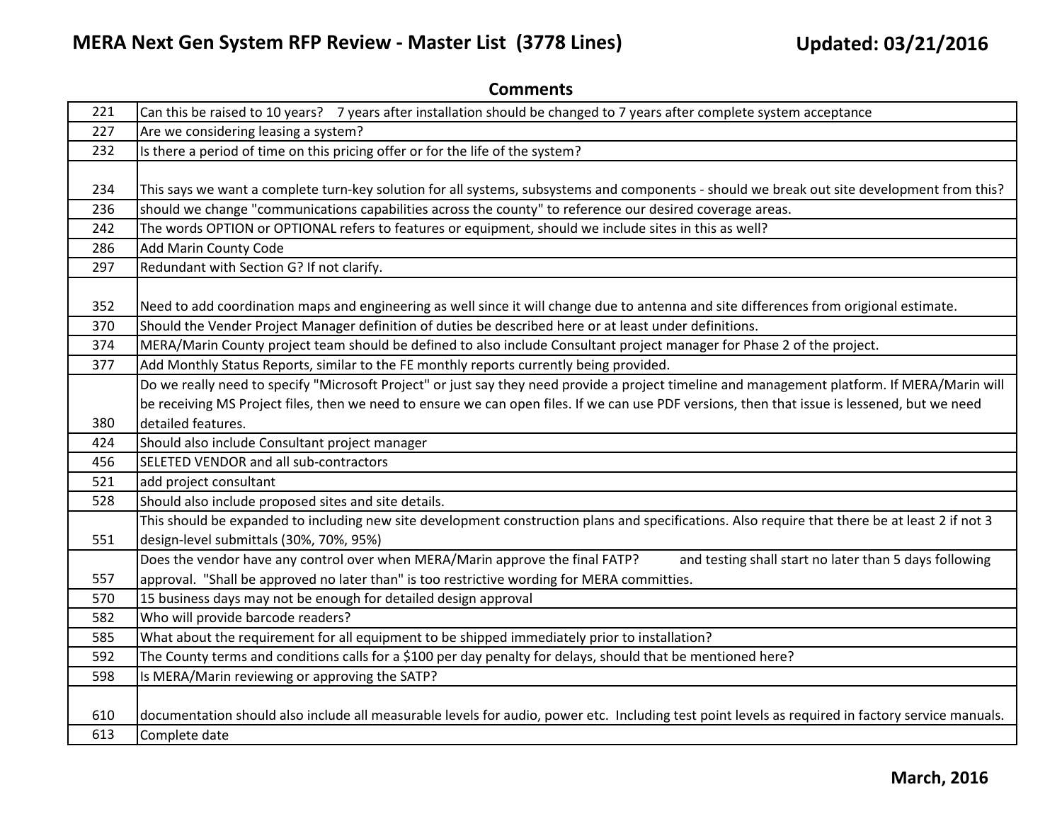## Comments

| Line | Comment |
|---|---|
| 221 | Can this be raised to 10 years? 7 years after installation should be changed to 7 years after complete system acceptance |
| 227 | Are we considering leasing a system? |
| 232 | Is there a period of time on this pricing offer or for the life of the system? |
| 234 | This says we want a complete turn-key solution for all systems, subsystems and components - should we break out site development from this? |
| 236 | should we change "communications capabilities across the county" to reference our desired coverage areas. |
| 242 | The words OPTION or OPTIONAL refers to features or equipment, should we include sites in this as well? |
| 286 | Add Marin County Code |
| 297 | Redundant with Section G? If not clarify. |
| 352 | Need to add coordination maps and engineering as well since it will change due to antenna and site differences from origional estimate. |
| 370 | Should the Vender Project Manager definition of duties be described here or at least under definitions. |
| 374 | MERA/Marin County project team should be defined to also include Consultant project manager for Phase 2 of the project. |
| 377 | Add Monthly Status Reports, similar to the FE monthly reports currently being provided. |
| 380 | Do we really need to specify "Microsoft Project" or just say they need provide a project timeline and management platform. If MERA/Marin will be receiving MS Project files, then we need to ensure we can open files. If we can use PDF versions, then that issue is lessened, but we need detailed features. |
| 424 | Should also include Consultant project manager |
| 456 | SELETED VENDOR and all sub-contractors |
| 521 | add project consultant |
| 528 | Should also include proposed sites and site details. |
| 551 | This should be expanded to including new site development construction plans and specifications. Also require that there be at least 2 if not 3 design-level submittals (30%, 70%, 95%) |
| 557 | Does the vendor have any control over when MERA/Marin approve the final FATP? and testing shall start no later than 5 days following approval. "Shall be approved no later than" is too restrictive wording for MERA committies. |
| 570 | 15 business days may not be enough for detailed design approval |
| 582 | Who will provide barcode readers? |
| 585 | What about the requirement for all equipment to be shipped immediately prior to installation? |
| 592 | The County terms and conditions calls for a $100 per day penalty for delays, should that be mentioned here? |
| 598 | Is MERA/Marin reviewing or approving the SATP? |
| 610 | documentation should also include all measurable levels for audio, power etc. Including test point levels as required in factory service manuals. |
| 613 | Complete date |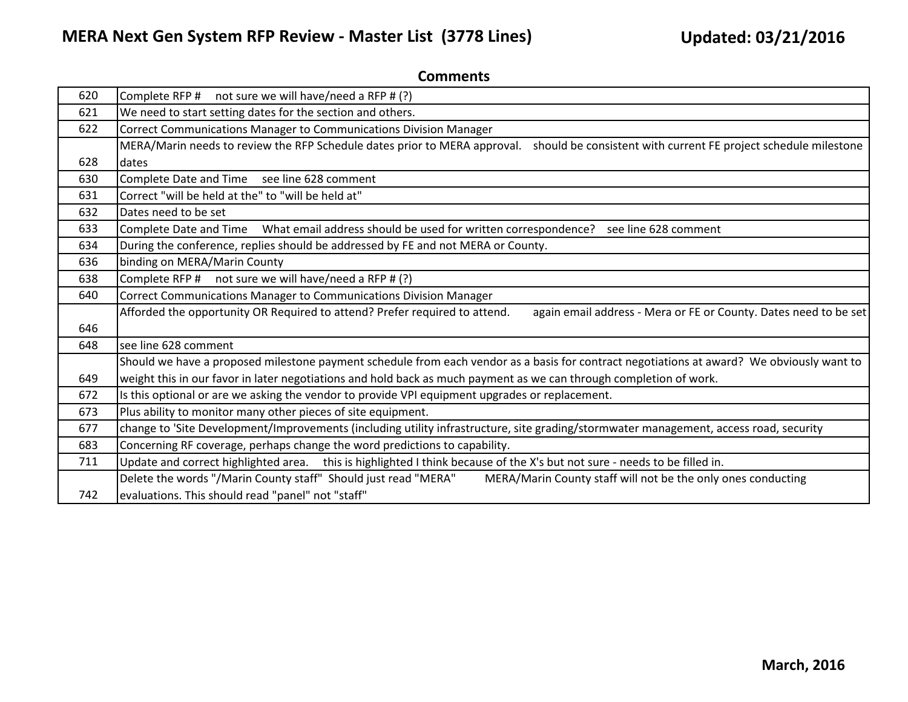**Comments**

| | |
|---|---|
| 620 | Complete RFP #     not sure we will have/need a RFP # (?) |
| 621 | We need to start setting dates for the section and others. |
| 622 | Correct Communications Manager to Communications Division Manager |
| 628 | MERA/Marin needs to review the RFP Schedule dates prior to MERA approval.    should be consistent with current FE project schedule milestone dates |
| 630 | Complete Date and Time     see line 628 comment |
| 631 | Correct "will be held at the" to "will be held at" |
| 632 | Dates need to be set |
| 633 | Complete Date and Time     What email address should be used for written correspondence?    see line 628 comment |
| 634 | During the conference, replies should be addressed by FE and not MERA or County. |
| 636 | binding on MERA/Marin County |
| 638 | Complete RFP #     not sure we will have/need a RFP # (?) |
| 640 | Correct Communications Manager to Communications Division Manager |
| 646 | Afforded the opportunity OR Required to attend? Prefer required to attend.       again email address - Mera or FE or County. Dates need to be set |
| 648 | see line 628 comment |
| 649 | Should we have a proposed milestone payment schedule from each vendor as a basis for contract negotiations at award?  We obviously want to weight this in our favor in later negotiations and hold back as much payment as we can through completion of work. |
| 672 | Is this optional or are we asking the vendor to provide VPI equipment upgrades or replacement. |
| 673 | Plus ability to monitor many other pieces of site equipment. |
| 677 | change to 'Site Development/Improvements (including utility infrastructure, site grading/stormwater management, access road, security |
| 683 | Concerning RF coverage, perhaps change the word predictions to capability. |
| 711 | Update and correct highlighted area.     this is highlighted I think because of the X's but not sure - needs to be filled in. |
| 742 | Delete the words "/Marin County staff"  Should just read "MERA"        MERA/Marin County staff will not be the only ones conducting evaluations. This should read "panel" not "staff" |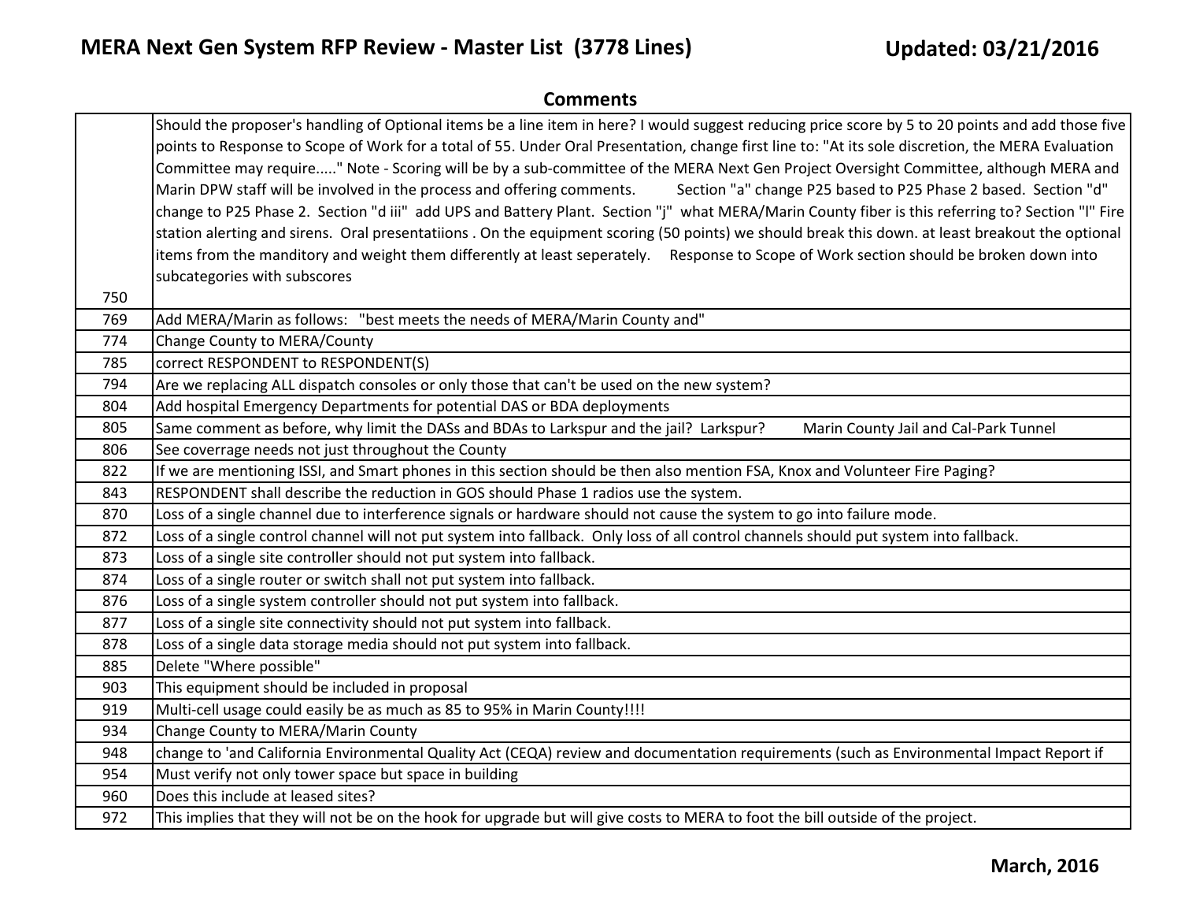## Comments

| | |
|---|---|
| 750 | Should the proposer's handling of Optional items be a line item in here? I would suggest reducing price score by 5 to 20 points and add those five points to Response to Scope of Work for a total of 55. Under Oral Presentation, change first line to: "At its sole discretion, the MERA Evaluation Committee may require....." Note - Scoring will be by a sub-committee of the MERA Next Gen Project Oversight Committee, although MERA and Marin DPW staff will be involved in the process and offering comments. Section "a" change P25 based to P25 Phase 2 based. Section "d" change to P25 Phase 2. Section "d iii" add UPS and Battery Plant. Section "j" what MERA/Marin County fiber is this referring to? Section "l" Fire station alerting and sirens. Oral presentatiions . On the equipment scoring (50 points) we should break this down. at least breakout the optional items from the manditory and weight them differently at least seperately. Response to Scope of Work section should be broken down into subcategories with subscores |
| 769 | Add MERA/Marin as follows: "best meets the needs of MERA/Marin County and" |
| 774 | Change County to MERA/County |
| 785 | correct RESPONDENT to RESPONDENT(S) |
| 794 | Are we replacing ALL dispatch consoles or only those that can't be used on the new system? |
| 804 | Add hospital Emergency Departments for potential DAS or BDA deployments |
| 805 | Same comment as before, why limit the DASs and BDAs to Larkspur and the jail? Larkspur? Marin County Jail and Cal-Park Tunnel |
| 806 | See coverrage needs not just throughout the County |
| 822 | If we are mentioning ISSI, and Smart phones in this section should be then also mention FSA, Knox and Volunteer Fire Paging? |
| 843 | RESPONDENT shall describe the reduction in GOS should Phase 1 radios use the system. |
| 870 | Loss of a single channel due to interference signals or hardware should not cause the system to go into failure mode. |
| 872 | Loss of a single control channel will not put system into fallback. Only loss of all control channels should put system into fallback. |
| 873 | Loss of a single site controller should not put system into fallback. |
| 874 | Loss of a single router or switch shall not put system into fallback. |
| 876 | Loss of a single system controller should not put system into fallback. |
| 877 | Loss of a single site connectivity should not put system into fallback. |
| 878 | Loss of a single data storage media should not put system into fallback. |
| 885 | Delete "Where possible" |
| 903 | This equipment should be included in proposal |
| 919 | Multi-cell usage could easily be as much as 85 to 95% in Marin County!!!! |
| 934 | Change County to MERA/Marin County |
| 948 | change to 'and California Environmental Quality Act (CEQA) review and documentation requirements (such as Environmental Impact Report if |
| 954 | Must verify not only tower space but space in building |
| 960 | Does this include at leased sites? |
| 972 | This implies that they will not be on the hook for upgrade but will give costs to MERA to foot the bill outside of the project. |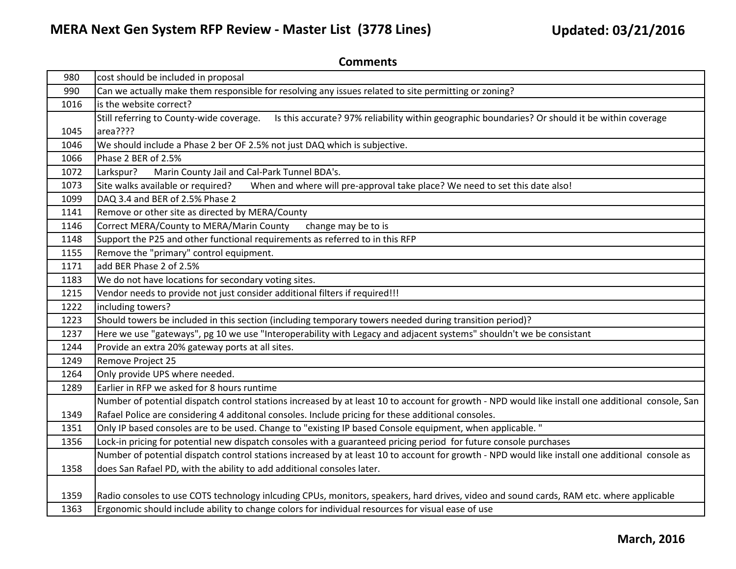# MERA Next Gen System RFP Review - Master List (3778 Lines)

**Updated: 03/21/2016**

## Comments

| | |
|---|---|
| 980 | cost should be included in proposal |
| 990 | Can we actually make them responsible for resolving any issues related to site permitting or zoning? |
| 1016 | is the website correct? |
| 1045 | Still referring to County-wide coverage. Is this accurate? 97% reliability within geographic boundaries? Or should it be within coverage area???? |
| 1046 | We should include a Phase 2 ber OF 2.5% not just DAQ which is subjective. |
| 1066 | Phase 2 BER of 2.5% |
| 1072 | Larkspur? Marin County Jail and Cal-Park Tunnel BDA's. |
| 1073 | Site walks available or required? When and where will pre-approval take place? We need to set this date also! |
| 1099 | DAQ 3.4 and BER of 2.5% Phase 2 |
| 1141 | Remove or other site as directed by MERA/County |
| 1146 | Correct MERA/County to MERA/Marin County change may be to is |
| 1148 | Support the P25 and other functional requirements as referred to in this RFP |
| 1155 | Remove the "primary" control equipment. |
| 1171 | add BER Phase 2 of 2.5% |
| 1183 | We do not have locations for secondary voting sites. |
| 1215 | Vendor needs to provide not just consider additional filters if required!!! |
| 1222 | including towers? |
| 1223 | Should towers be included in this section (including temporary towers needed during transition period)? |
| 1237 | Here we use "gateways", pg 10 we use "Interoperability with Legacy and adjacent systems" shouldn't we be consistant |
| 1244 | Provide an extra 20% gateway ports at all sites. |
| 1249 | Remove Project 25 |
| 1264 | Only provide UPS where needed. |
| 1289 | Earlier in RFP we asked for 8 hours runtime |
| 1349 | Number of potential dispatch control stations increased by at least 10 to account for growth - NPD would like install one additional console, San Rafael Police are considering 4 additonal consoles. Include pricing for these additional consoles. |
| 1351 | Only IP based consoles are to be used. Change to "existing IP based Console equipment, when applicable. " |
| 1356 | Lock-in pricing for potential new dispatch consoles with a guaranteed pricing period for future console purchases |
| 1358 | Number of potential dispatch control stations increased by at least 10 to account for growth - NPD would like install one additional console as does San Rafael PD, with the ability to add additional consoles later. |
| 1359 | Radio consoles to use COTS technology inlcuding CPUs, monitors, speakers, hard drives, video and sound cards, RAM etc. where applicable |
| 1363 | Ergonomic should include ability to change colors for individual resources for visual ease of use |

**March, 2016**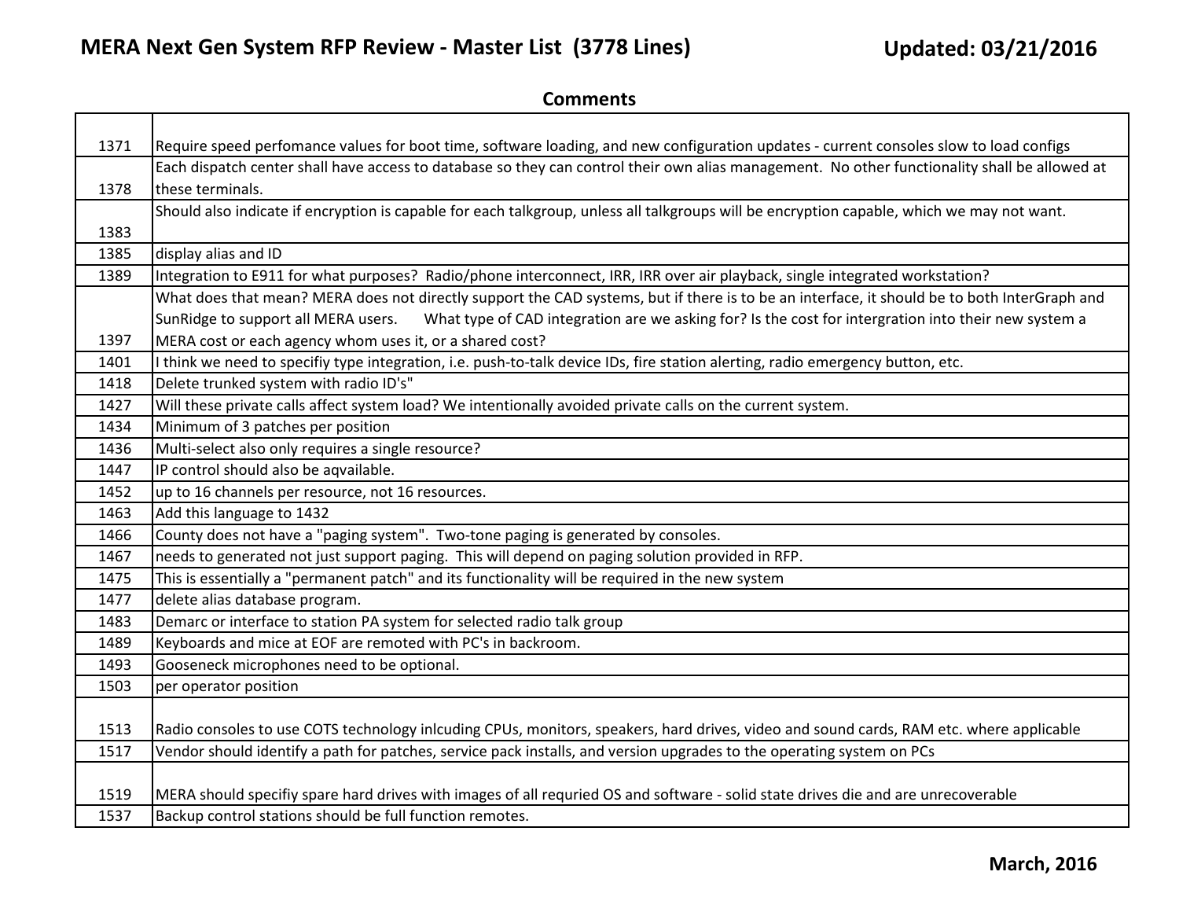## MERA Next Gen System RFP Review - Master List (3778 Lines)

**Updated: 03/21/2016**

### Comments

| | |
|---|---|
| 1371 | Require speed perfomance values for boot time, software loading, and new configuration updates - current consoles slow to load configs |
| 1378 | Each dispatch center shall have access to database so they can control their own alias management. No other functionality shall be allowed at these terminals. |
| 1383 | Should also indicate if encryption is capable for each talkgroup, unless all talkgroups will be encryption capable, which we may not want. |
| 1385 | display alias and ID |
| 1389 | Integration to E911 for what purposes? Radio/phone interconnect, IRR, IRR over air playback, single integrated workstation? |
| 1397 | What does that mean? MERA does not directly support the CAD systems, but if there is to be an interface, it should be to both InterGraph and SunRidge to support all MERA users. What type of CAD integration are we asking for? Is the cost for intergration into their new system a MERA cost or each agency whom uses it, or a shared cost? |
| 1401 | I think we need to specifiy type integration, i.e. push-to-talk device IDs, fire station alerting, radio emergency button, etc. |
| 1418 | Delete trunked system with radio ID's" |
| 1427 | Will these private calls affect system load? We intentionally avoided private calls on the current system. |
| 1434 | Minimum of 3 patches per position |
| 1436 | Multi-select also only requires a single resource? |
| 1447 | IP control should also be aqvailable. |
| 1452 | up to 16 channels per resource, not 16 resources. |
| 1463 | Add this language to 1432 |
| 1466 | County does not have a "paging system". Two-tone paging is generated by consoles. |
| 1467 | needs to generated not just support paging. This will depend on paging solution provided in RFP. |
| 1475 | This is essentially a "permanent patch" and its functionality will be required in the new system |
| 1477 | delete alias database program. |
| 1483 | Demarc or interface to station PA system for selected radio talk group |
| 1489 | Keyboards and mice at EOF are remoted with PC's in backroom. |
| 1493 | Gooseneck microphones need to be optional. |
| 1503 | per operator position |
| 1513 | Radio consoles to use COTS technology inlcuding CPUs, monitors, speakers, hard drives, video and sound cards, RAM etc. where applicable |
| 1517 | Vendor should identify a path for patches, service pack installs, and version upgrades to the operating system on PCs |
| 1519 | MERA should specifiy spare hard drives with images of all requried OS and software - solid state drives die and are unrecoverable |
| 1537 | Backup control stations should be full function remotes. |

**March, 2016**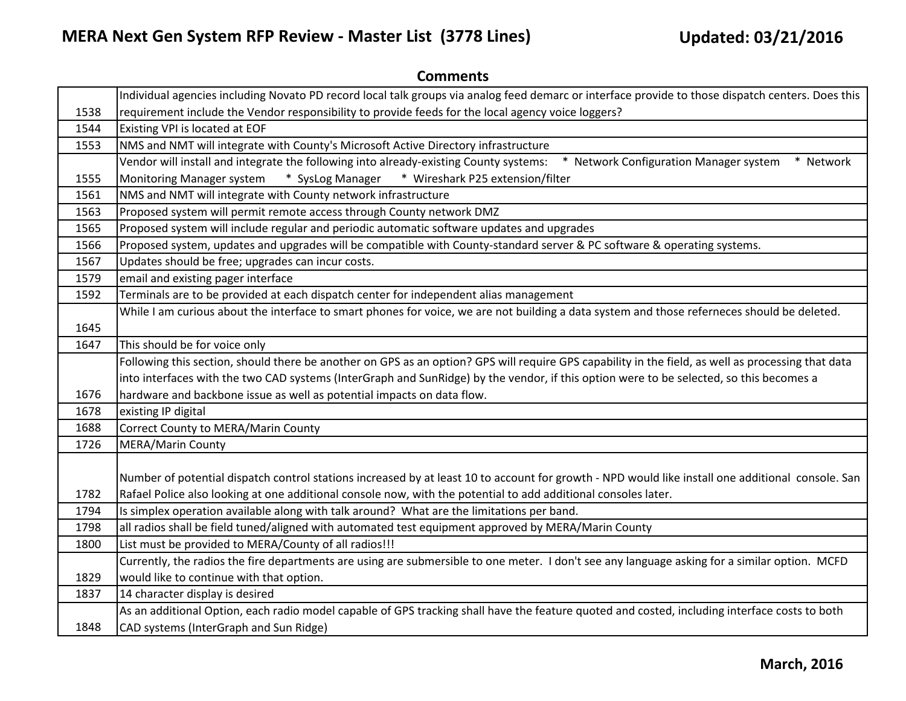# MERA Next Gen System RFP Review - Master List (3778 Lines)

**Updated: 03/21/2016**

| | Comments |
|---|---|
| 1538 | Individual agencies including Novato PD record local talk groups via analog feed demarc or interface provide to those dispatch centers. Does this requirement include the Vendor responsibility to provide feeds for the local agency voice loggers? |
| 1544 | Existing VPI is located at EOF |
| 1553 | NMS and NMT will integrate with County's Microsoft Active Directory infrastructure |
| 1555 | Vendor will install and integrate the following into already-existing County systems: * Network Configuration Manager system * Network Monitoring Manager system * SysLog Manager * Wireshark P25 extension/filter |
| 1561 | NMS and NMT will integrate with County network infrastructure |
| 1563 | Proposed system will permit remote access through County network DMZ |
| 1565 | Proposed system will include regular and periodic automatic software updates and upgrades |
| 1566 | Proposed system, updates and upgrades will be compatible with County-standard server & PC software & operating systems. |
| 1567 | Updates should be free; upgrades can incur costs. |
| 1579 | email and existing pager interface |
| 1592 | Terminals are to be provided at each dispatch center for independent alias management |
| 1645 | While I am curious about the interface to smart phones for voice, we are not building a data system and those referneces should be deleted. |
| 1647 | This should be for voice only |
| 1676 | Following this section, should there be another on GPS as an option? GPS will require GPS capability in the field, as well as processing that data into interfaces with the two CAD systems (InterGraph and SunRidge) by the vendor, if this option were to be selected, so this becomes a hardware and backbone issue as well as potential impacts on data flow. |
| 1678 | existing IP digital |
| 1688 | Correct County to MERA/Marin County |
| 1726 | MERA/Marin County |
| 1782 | Number of potential dispatch control stations increased by at least 10 to account for growth - NPD would like install one additional console. San Rafael Police also looking at one additional console now, with the potential to add additional consoles later. |
| 1794 | Is simplex operation available along with talk around? What are the limitations per band. |
| 1798 | all radios shall be field tuned/aligned with automated test equipment approved by MERA/Marin County |
| 1800 | List must be provided to MERA/County of all radios!!! |
| 1829 | Currently, the radios the fire departments are using are submersible to one meter. I don't see any language asking for a similar option. MCFD would like to continue with that option. |
| 1837 | 14 character display is desired |
| 1848 | As an additional Option, each radio model capable of GPS tracking shall have the feature quoted and costed, including interface costs to both CAD systems (InterGraph and Sun Ridge) |

**March, 2016**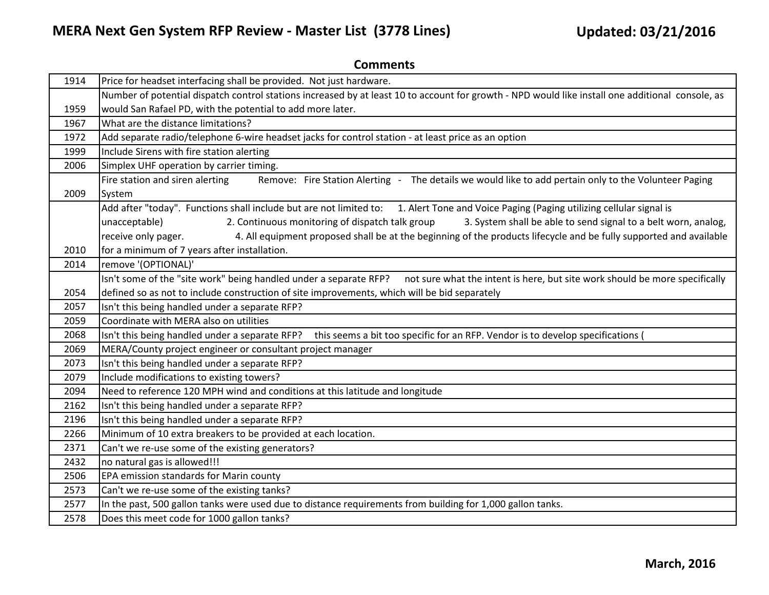## Comments

| Line | Comment |
|---|---|
| 1914 | Price for headset interfacing shall be provided. Not just hardware. |
| 1959 | Number of potential dispatch control stations increased by at least 10 to account for growth - NPD would like install one additional console, as would San Rafael PD, with the potential to add more later. |
| 1967 | What are the distance limitations? |
| 1972 | Add separate radio/telephone 6-wire headset jacks for control station - at least price as an option |
| 1999 | Include Sirens with fire station alerting |
| 2006 | Simplex UHF operation by carrier timing. |
| 2009 | Fire station and siren alerting Remove: Fire Station Alerting - The details we would like to add pertain only to the Volunteer Paging System |
| 2010 | Add after "today". Functions shall include but are not limited to: 1. Alert Tone and Voice Paging (Paging utilizing cellular signal is unacceptable) 2. Continuous monitoring of dispatch talk group 3. System shall be able to send signal to a belt worn, analog, receive only pager. 4. All equipment proposed shall be at the beginning of the products lifecycle and be fully supported and available for a minimum of 7 years after installation. |
| 2014 | remove '(OPTIONAL)' |
| 2054 | Isn't some of the "site work" being handled under a separate RFP? not sure what the intent is here, but site work should be more specifically defined so as not to include construction of site improvements, which will be bid separately |
| 2057 | Isn't this being handled under a separate RFP? |
| 2059 | Coordinate with MERA also on utilities |
| 2068 | Isn't this being handled under a separate RFP? this seems a bit too specific for an RFP. Vendor is to develop specifications ( |
| 2069 | MERA/County project engineer or consultant project manager |
| 2073 | Isn't this being handled under a separate RFP? |
| 2079 | Include modifications to existing towers? |
| 2094 | Need to reference 120 MPH wind and conditions at this latitude and longitude |
| 2162 | Isn't this being handled under a separate RFP? |
| 2196 | Isn't this being handled under a separate RFP? |
| 2266 | Minimum of 10 extra breakers to be provided at each location. |
| 2371 | Can't we re-use some of the existing generators? |
| 2432 | no natural gas is allowed!!! |
| 2506 | EPA emission standards for Marin county |
| 2573 | Can't we re-use some of the existing tanks? |
| 2577 | In the past, 500 gallon tanks were used due to distance requirements from building for 1,000 gallon tanks. |
| 2578 | Does this meet code for 1000 gallon tanks? |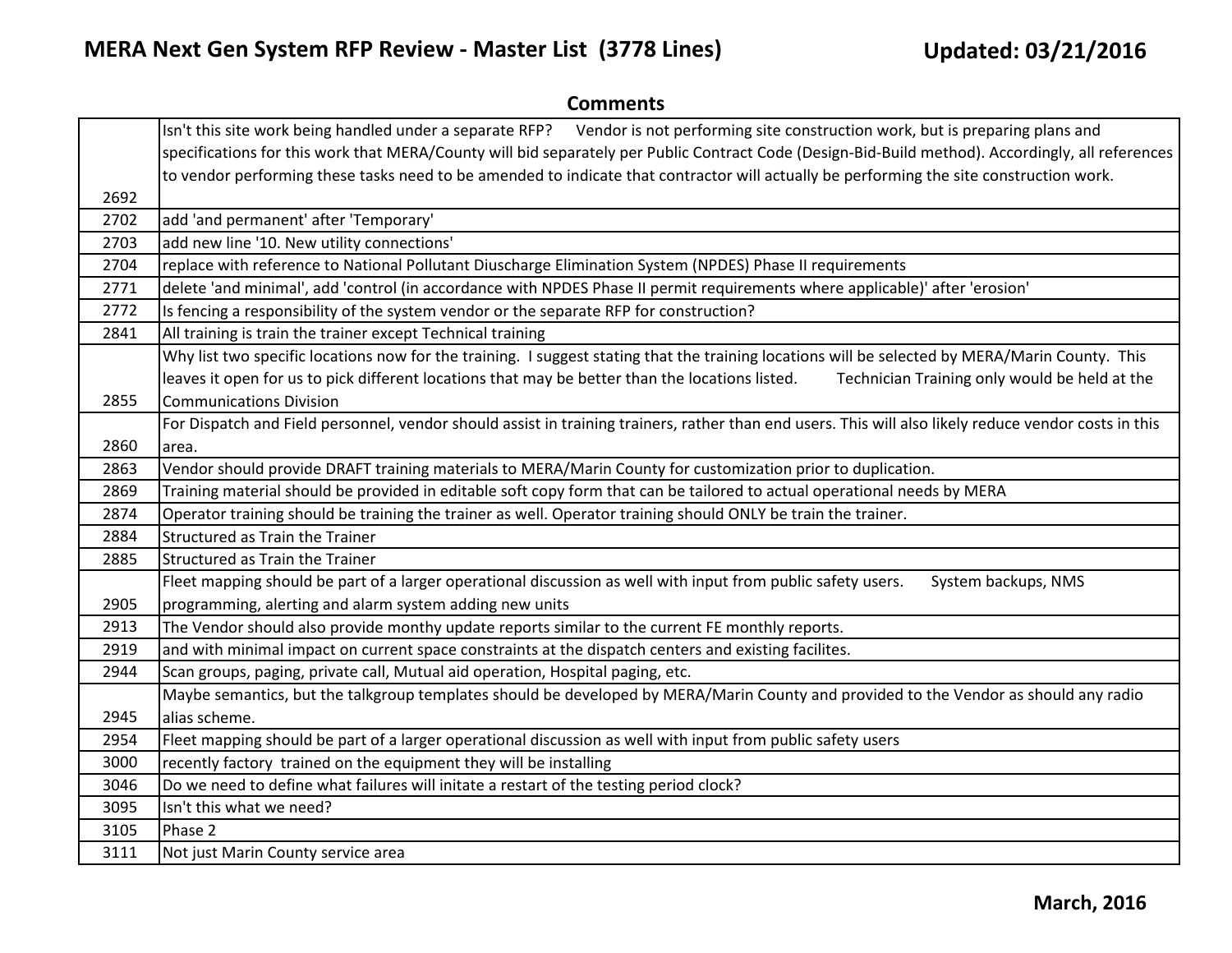## MERA Next Gen System RFP Review - Master List (3778 Lines)

**Updated: 03/21/2016**

| | Comments |
|---|---|
| 2692 | Isn't this site work being handled under a separate RFP? Vendor is not performing site construction work, but is preparing plans and specifications for this work that MERA/County will bid separately per Public Contract Code (Design-Bid-Build method). Accordingly, all references to vendor performing these tasks need to be amended to indicate that contractor will actually be performing the site construction work. |
| 2702 | add 'and permanent' after 'Temporary' |
| 2703 | add new line '10. New utility connections' |
| 2704 | replace with reference to National Pollutant Diuscharge Elimination System (NPDES) Phase II requirements |
| 2771 | delete 'and minimal', add 'control (in accordance with NPDES Phase II permit requirements where applicable)' after 'erosion' |
| 2772 | Is fencing a responsibility of the system vendor or the separate RFP for construction? |
| 2841 | All training is train the trainer except Technical training |
| 2855 | Why list two specific locations now for the training. I suggest stating that the training locations will be selected by MERA/Marin County. This leaves it open for us to pick different locations that may be better than the locations listed. Technician Training only would be held at the Communications Division |
| 2860 | For Dispatch and Field personnel, vendor should assist in training trainers, rather than end users. This will also likely reduce vendor costs in this area. |
| 2863 | Vendor should provide DRAFT training materials to MERA/Marin County for customization prior to duplication. |
| 2869 | Training material should be provided in editable soft copy form that can be tailored to actual operational needs by MERA |
| 2874 | Operator training should be training the trainer as well. Operator training should ONLY be train the trainer. |
| 2884 | Structured as Train the Trainer |
| 2885 | Structured as Train the Trainer |
| 2905 | Fleet mapping should be part of a larger operational discussion as well with input from public safety users. System backups, NMS programming, alerting and alarm system adding new units |
| 2913 | The Vendor should also provide monthy update reports similar to the current FE monthly reports. |
| 2919 | and with minimal impact on current space constraints at the dispatch centers and existing facilites. |
| 2944 | Scan groups, paging, private call, Mutual aid operation, Hospital paging, etc. |
| 2945 | Maybe semantics, but the talkgroup templates should be developed by MERA/Marin County and provided to the Vendor as should any radio alias scheme. |
| 2954 | Fleet mapping should be part of a larger operational discussion as well with input from public safety users |
| 3000 | recently factory trained on the equipment they will be installing |
| 3046 | Do we need to define what failures will initate a restart of the testing period clock? |
| 3095 | Isn't this what we need? |
| 3105 | Phase 2 |
| 3111 | Not just Marin County service area |

**March, 2016**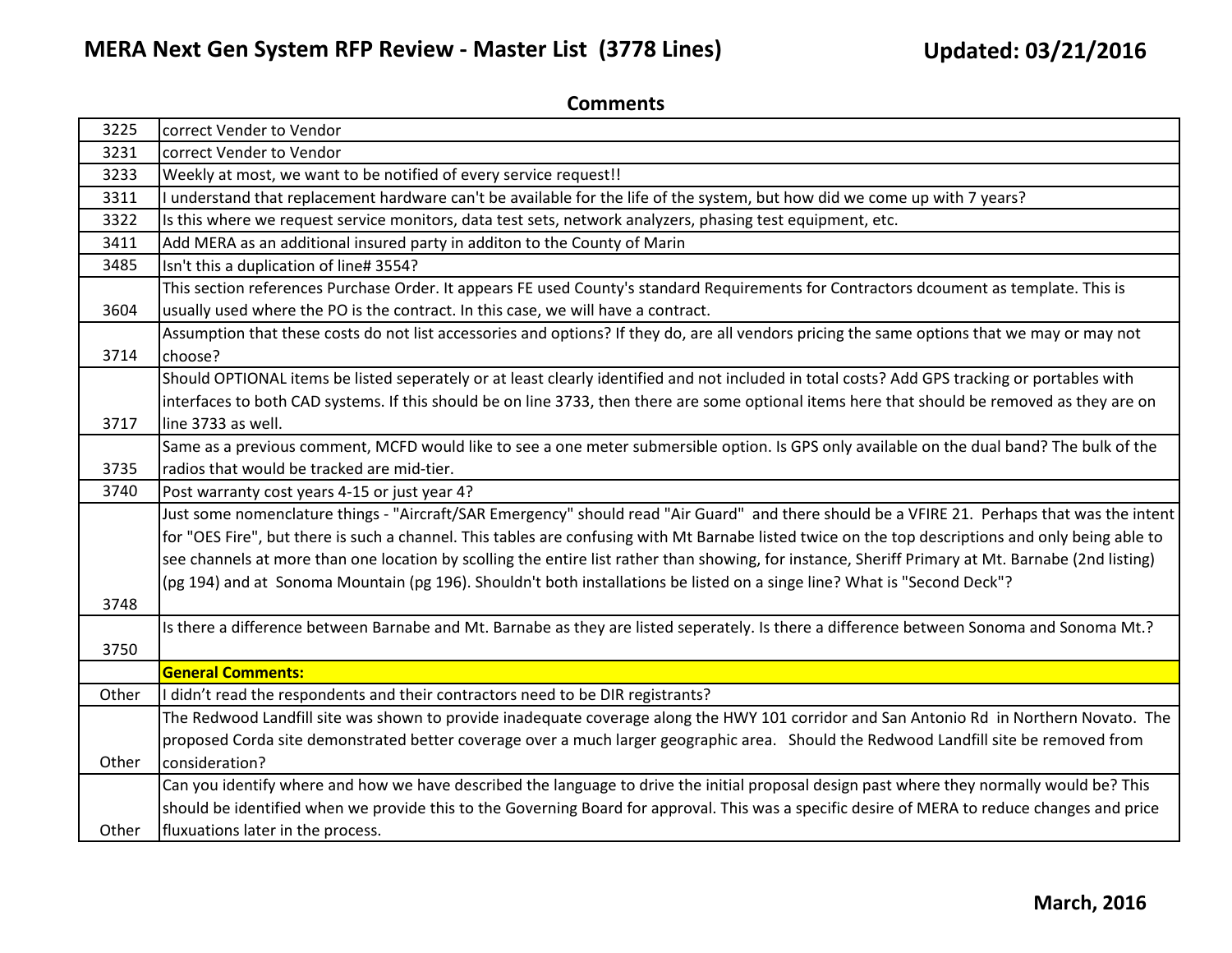# MERA Next Gen System RFP Review - Master List (3778 Lines)

**Updated: 03/21/2016**

## Comments

| | |
|---|---|
| 3225 | correct Vender to Vendor |
| 3231 | correct Vender to Vendor |
| 3233 | Weekly at most, we want to be notified of every service request!! |
| 3311 | I understand that replacement hardware can't be available for the life of the system, but how did we come up with 7 years? |
| 3322 | Is this where we request service monitors, data test sets, network analyzers, phasing test equipment, etc. |
| 3411 | Add MERA as an additional insured party in additon to the County of Marin |
| 3485 | Isn't this a duplication of line# 3554? |
| 3604 | This section references Purchase Order. It appears FE used County's standard Requirements for Contractors dcoument as template. This is usually used where the PO is the contract. In this case, we will have a contract. |
| 3714 | Assumption that these costs do not list accessories and options? If they do, are all vendors pricing the same options that we may or may not choose? |
| 3717 | Should OPTIONAL items be listed seperately or at least clearly identified and not included in total costs? Add GPS tracking or portables with interfaces to both CAD systems. If this should be on line 3733, then there are some optional items here that should be removed as they are on line 3733 as well. |
| 3735 | Same as a previous comment, MCFD would like to see a one meter submersible option. Is GPS only available on the dual band? The bulk of the radios that would be tracked are mid-tier. |
| 3740 | Post warranty cost years 4-15 or just year 4? |
| 3748 | Just some nomenclature things - "Aircraft/SAR Emergency" should read "Air Guard" and there should be a VFIRE 21. Perhaps that was the intent for "OES Fire", but there is such a channel. This tables are confusing with Mt Barnabe listed twice on the top descriptions and only being able to see channels at more than one location by scolling the entire list rather than showing, for instance, Sheriff Primary at Mt. Barnabe (2nd listing) (pg 194) and at Sonoma Mountain (pg 196). Shouldn't both installations be listed on a singe line? What is "Second Deck"? |
| 3750 | Is there a difference between Barnabe and Mt. Barnabe as they are listed seperately. Is there a difference between Sonoma and Sonoma Mt.? |
| | **General Comments:** |
| Other | I didn't read the respondents and their contractors need to be DIR registrants? |
| Other | The Redwood Landfill site was shown to provide inadequate coverage along the HWY 101 corridor and San Antonio Rd in Northern Novato. The proposed Corda site demonstrated better coverage over a much larger geographic area. Should the Redwood Landfill site be removed from consideration? |
| Other | Can you identify where and how we have described the language to drive the initial proposal design past where they normally would be? This should be identified when we provide this to the Governing Board for approval. This was a specific desire of MERA to reduce changes and price fluxuations later in the process. |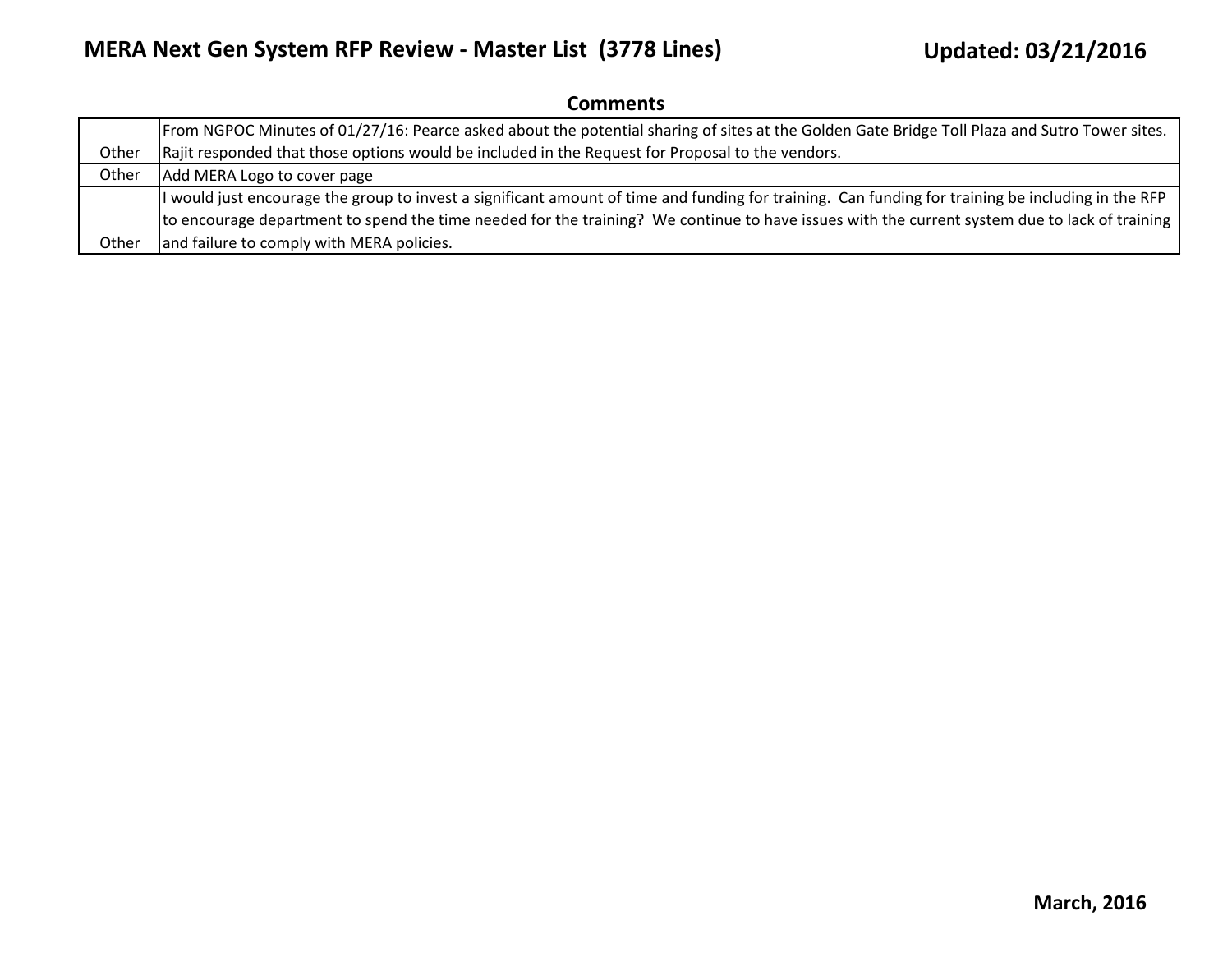## Comments

| | |
|---|---|
| Other | From NGPOC Minutes of 01/27/16: Pearce asked about the potential sharing of sites at the Golden Gate Bridge Toll Plaza and Sutro Tower sites. Rajit responded that those options would be included in the Request for Proposal to the vendors. |
| Other | Add MERA Logo to cover page |
| Other | I would just encourage the group to invest a significant amount of time and funding for training. Can funding for training be including in the RFP to encourage department to spend the time needed for the training? We continue to have issues with the current system due to lack of training and failure to comply with MERA policies. |